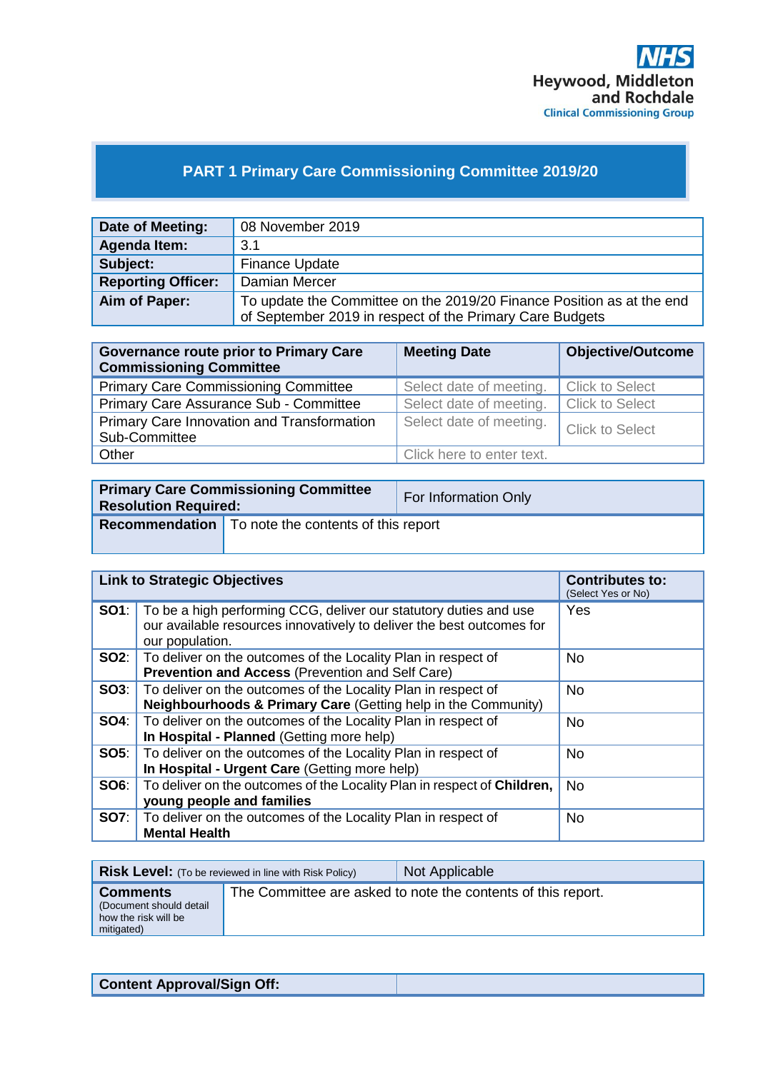NHS
Heywood, Middleton and Rochdale
Clinical Commissioning Group

# PART 1 Primary Care Commissioning Committee 2019/20

| **Date of Meeting:** | 08 November 2019 |
|---|---|
| **Agenda Item:** | 3.1 |
| **Subject:** | Finance Update |
| **Reporting Officer:** | Damian Mercer |
| **Aim of Paper:** | To update the Committee on the 2019/20 Finance Position as at the end of September 2019 in respect of the Primary Care Budgets |

| **Governance route prior to Primary Care Commissioning Committee** | **Meeting Date** | **Objective/Outcome** |
|---|---|---|
| Primary Care Commissioning Committee | Select date of meeting. | Click to Select |
| Primary Care Assurance Sub - Committee | Select date of meeting. | Click to Select |
| Primary Care Innovation and Transformation Sub-Committee | Select date of meeting. | Click to Select |
| Other | Click here to enter text. | |

| **Primary Care Commissioning Committee Resolution Required:** | For Information Only |
|---|---|
| **Recommendation** | To note the contents of this report |

| **Link to Strategic Objectives** | | **Contributes to:** (Select Yes or No) |
|---|---|---|
| **SO1**: | To be a high performing CCG, deliver our statutory duties and use our available resources innovatively to deliver the best outcomes for our population. | Yes |
| **SO2**: | To deliver on the outcomes of the Locality Plan in respect of **Prevention and Access** (Prevention and Self Care) | No |
| **SO3**: | To deliver on the outcomes of the Locality Plan in respect of **Neighbourhoods & Primary Care** (Getting help in the Community) | No |
| **SO4**: | To deliver on the outcomes of the Locality Plan in respect of **In Hospital - Planned** (Getting more help) | No |
| **SO5**: | To deliver on the outcomes of the Locality Plan in respect of **In Hospital - Urgent Care** (Getting more help) | No |
| **SO6**: | To deliver on the outcomes of the Locality Plan in respect of **Children, young people and families** | No |
| **SO7**: | To deliver on the outcomes of the Locality Plan in respect of **Mental Health** | No |

| **Risk Level:** (To be reviewed in line with Risk Policy) | Not Applicable |
|---|---|
| **Comments** (Document should detail how the risk will be mitigated) | The Committee are asked to note the contents of this report. |

| **Content Approval/Sign Off:** | |
|---|---|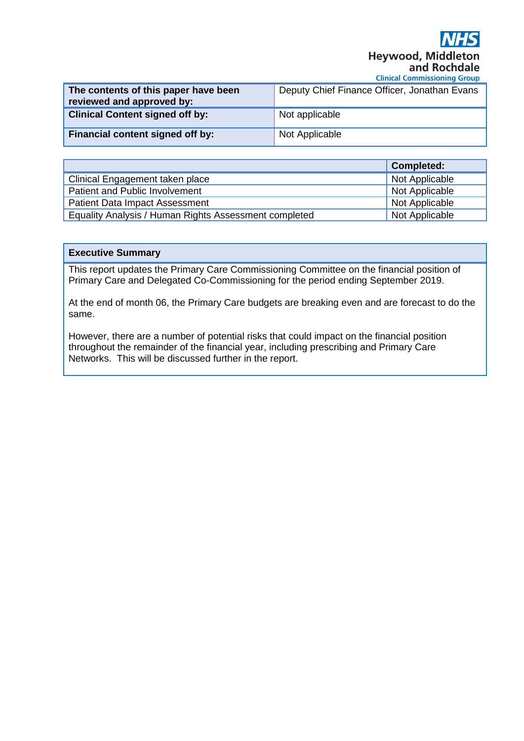NHS Heywood, Middleton and Rochdale Clinical Commissioning Group

| **The contents of this paper have been reviewed and approved by:** | Deputy Chief Finance Officer, Jonathan Evans |
| --- | --- |
| **Clinical Content signed off by:** | Not applicable |
| **Financial content signed off by:** | Not Applicable |

| | **Completed:** |
| --- | --- |
| Clinical Engagement taken place | Not Applicable |
| Patient and Public Involvement | Not Applicable |
| Patient Data Impact Assessment | Not Applicable |
| Equality Analysis / Human Rights Assessment completed | Not Applicable |

**Executive Summary**

This report updates the Primary Care Commissioning Committee on the financial position of Primary Care and Delegated Co-Commissioning for the period ending September 2019.

At the end of month 06, the Primary Care budgets are breaking even and are forecast to do the same.

However, there are a number of potential risks that could impact on the financial position throughout the remainder of the financial year, including prescribing and Primary Care Networks. This will be discussed further in the report.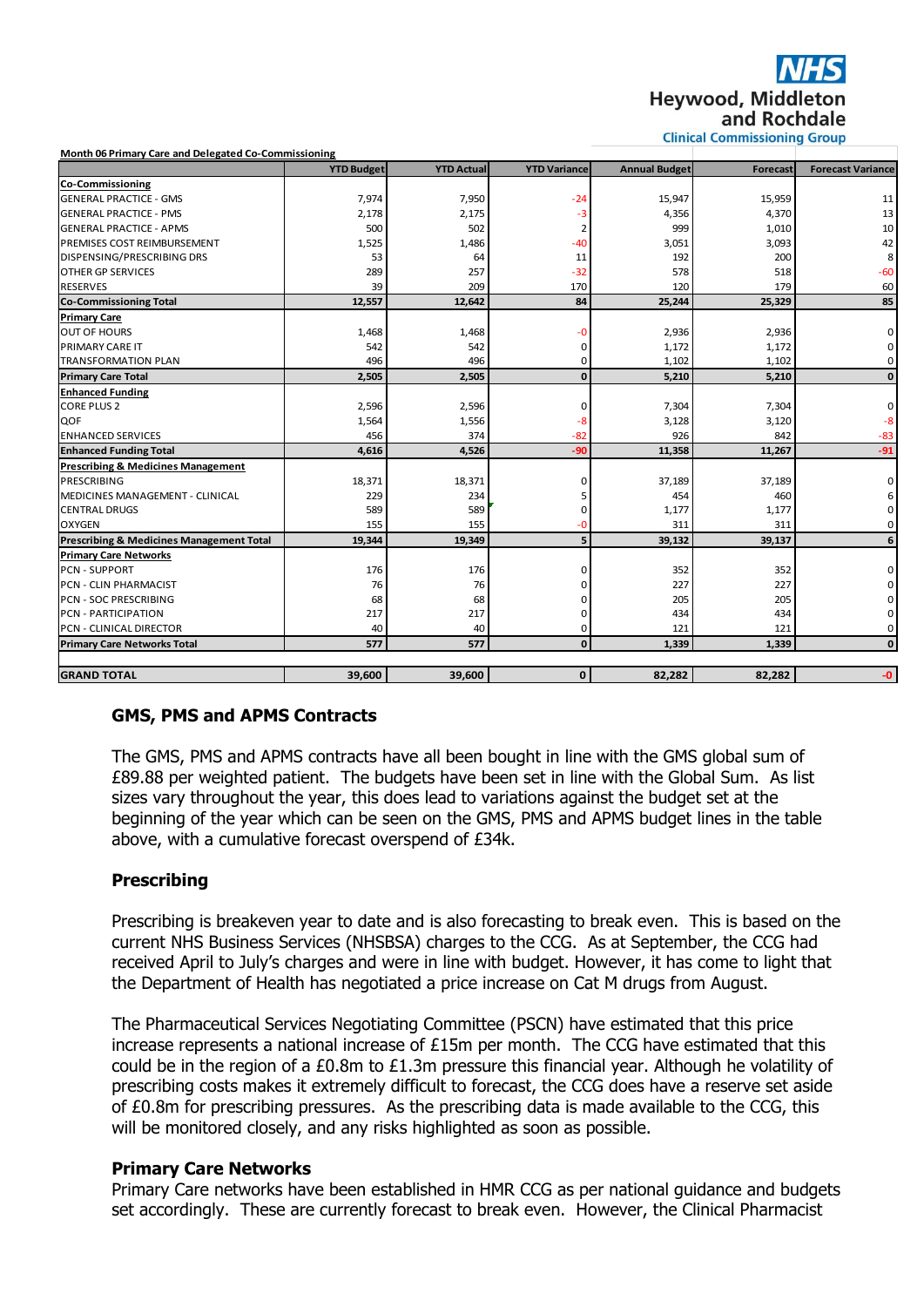**Heywood, Middleton and Rochdale Clinical Commissioning Group**

**Month 06 Primary Care and Delegated Co-Commissioning**

| | YTD Budget | YTD Actual | YTD Variance | Annual Budget | Forecast | Forecast Variance |
|---|---|---|---|---|---|---|
| **Co-Commissioning** | | | | | | |
| GENERAL PRACTICE - GMS | 7,974 | 7,950 | -24 | 15,947 | 15,959 | 11 |
| GENERAL PRACTICE - PMS | 2,178 | 2,175 | -3 | 4,356 | 4,370 | 13 |
| GENERAL PRACTICE - APMS | 500 | 502 | 2 | 999 | 1,010 | 10 |
| PREMISES COST REIMBURSEMENT | 1,525 | 1,486 | -40 | 3,051 | 3,093 | 42 |
| DISPENSING/PRESCRIBING DRS | 53 | 64 | 11 | 192 | 200 | 8 |
| OTHER GP SERVICES | 289 | 257 | -32 | 578 | 518 | -60 |
| RESERVES | 39 | 209 | 170 | 120 | 179 | 60 |
| **Co-Commissioning Total** | **12,557** | **12,642** | **84** | **25,244** | **25,329** | **85** |
| **Primary Care** | | | | | | |
| OUT OF HOURS | 1,468 | 1,468 | -0 | 2,936 | 2,936 | 0 |
| PRIMARY CARE IT | 542 | 542 | 0 | 1,172 | 1,172 | 0 |
| TRANSFORMATION PLAN | 496 | 496 | 0 | 1,102 | 1,102 | 0 |
| **Primary Care Total** | **2,505** | **2,505** | **0** | **5,210** | **5,210** | **0** |
| **Enhanced Funding** | | | | | | |
| CORE PLUS 2 | 2,596 | 2,596 | 0 | 7,304 | 7,304 | 0 |
| QOF | 1,564 | 1,556 | -8 | 3,128 | 3,120 | -8 |
| ENHANCED SERVICES | 456 | 374 | -82 | 926 | 842 | -83 |
| **Enhanced Funding Total** | **4,616** | **4,526** | **-90** | **11,358** | **11,267** | **-91** |
| **Prescribing & Medicines Management** | | | | | | |
| PRESCRIBING | 18,371 | 18,371 | 0 | 37,189 | 37,189 | 0 |
| MEDICINES MANAGEMENT - CLINICAL | 229 | 234 | 5 | 454 | 460 | 6 |
| CENTRAL DRUGS | 589 | 589 | 0 | 1,177 | 1,177 | 0 |
| OXYGEN | 155 | 155 | -0 | 311 | 311 | 0 |
| **Prescribing & Medicines Management Total** | **19,344** | **19,349** | **5** | **39,132** | **39,137** | **6** |
| **Primary Care Networks** | | | | | | |
| PCN - SUPPORT | 176 | 176 | 0 | 352 | 352 | 0 |
| PCN - CLIN PHARMACIST | 76 | 76 | 0 | 227 | 227 | 0 |
| PCN - SOC PRESCRIBING | 68 | 68 | 0 | 205 | 205 | 0 |
| PCN - PARTICIPATION | 217 | 217 | 0 | 434 | 434 | 0 |
| PCN - CLINICAL DIRECTOR | 40 | 40 | 0 | 121 | 121 | 0 |
| **Primary Care Networks Total** | **577** | **577** | **0** | **1,339** | **1,339** | **0** |
| **GRAND TOTAL** | **39,600** | **39,600** | **0** | **82,282** | **82,282** | **-0** |

### GMS, PMS and APMS Contracts

The GMS, PMS and APMS contracts have all been bought in line with the GMS global sum of £89.88 per weighted patient. The budgets have been set in line with the Global Sum. As list sizes vary throughout the year, this does lead to variations against the budget set at the beginning of the year which can be seen on the GMS, PMS and APMS budget lines in the table above, with a cumulative forecast overspend of £34k.

### Prescribing

Prescribing is breakeven year to date and is also forecasting to break even. This is based on the current NHS Business Services (NHSBSA) charges to the CCG. As at September, the CCG had received April to July's charges and were in line with budget. However, it has come to light that the Department of Health has negotiated a price increase on Cat M drugs from August.

The Pharmaceutical Services Negotiating Committee (PSCN) have estimated that this price increase represents a national increase of £15m per month. The CCG have estimated that this could be in the region of a £0.8m to £1.3m pressure this financial year. Although he volatility of prescribing costs makes it extremely difficult to forecast, the CCG does have a reserve set aside of £0.8m for prescribing pressures. As the prescribing data is made available to the CCG, this will be monitored closely, and any risks highlighted as soon as possible.

### Primary Care Networks

Primary Care networks have been established in HMR CCG as per national guidance and budgets set accordingly. These are currently forecast to break even. However, the Clinical Pharmacist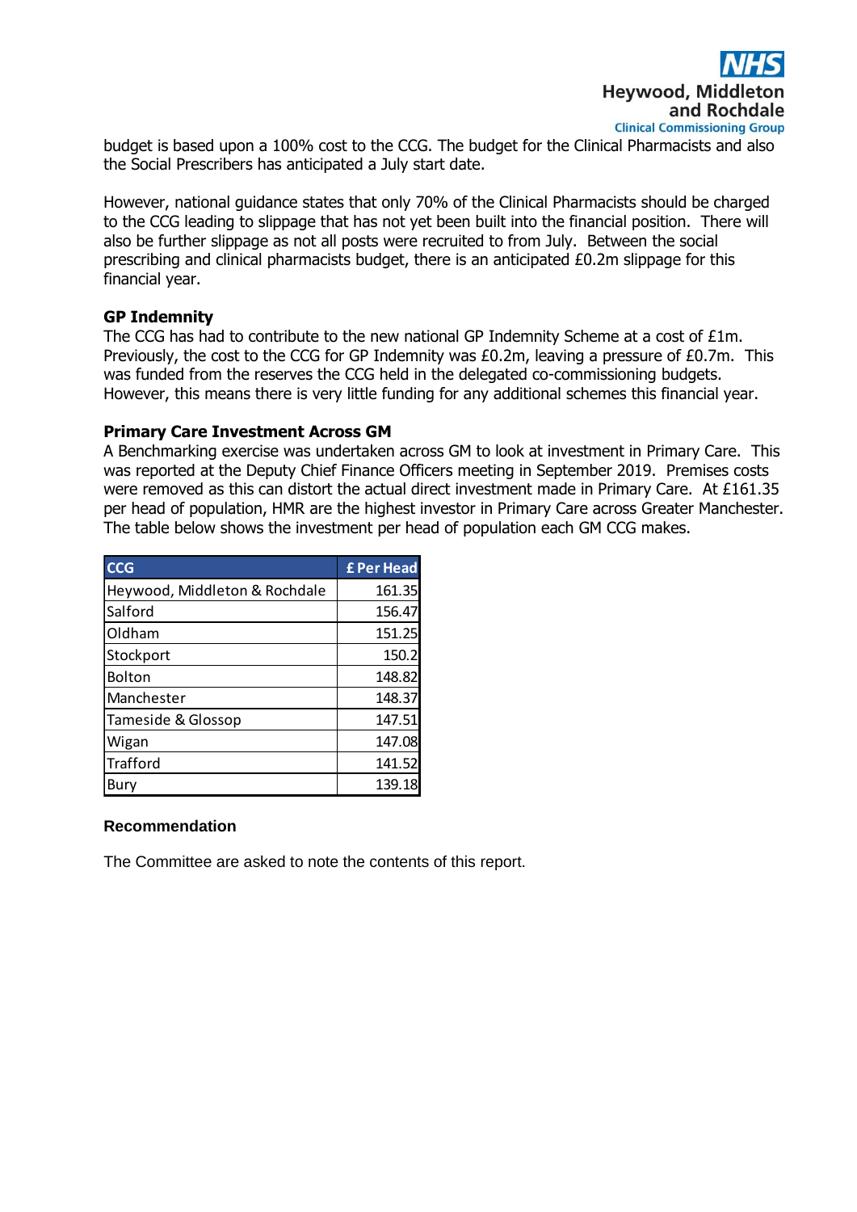budget is based upon a 100% cost to the CCG. The budget for the Clinical Pharmacists and also the Social Prescribers has anticipated a July start date.

However, national guidance states that only 70% of the Clinical Pharmacists should be charged to the CCG leading to slippage that has not yet been built into the financial position. There will also be further slippage as not all posts were recruited to from July. Between the social prescribing and clinical pharmacists budget, there is an anticipated £0.2m slippage for this financial year.

**GP Indemnity**

The CCG has had to contribute to the new national GP Indemnity Scheme at a cost of £1m. Previously, the cost to the CCG for GP Indemnity was £0.2m, leaving a pressure of £0.7m. This was funded from the reserves the CCG held in the delegated co-commissioning budgets. However, this means there is very little funding for any additional schemes this financial year.

**Primary Care Investment Across GM**

A Benchmarking exercise was undertaken across GM to look at investment in Primary Care. This was reported at the Deputy Chief Finance Officers meeting in September 2019. Premises costs were removed as this can distort the actual direct investment made in Primary Care. At £161.35 per head of population, HMR are the highest investor in Primary Care across Greater Manchester. The table below shows the investment per head of population each GM CCG makes.

| CCG | £ Per Head |
|---|---|
| Heywood, Middleton & Rochdale | 161.35 |
| Salford | 156.47 |
| Oldham | 151.25 |
| Stockport | 150.2 |
| Bolton | 148.82 |
| Manchester | 148.37 |
| Tameside & Glossop | 147.51 |
| Wigan | 147.08 |
| Trafford | 141.52 |
| Bury | 139.18 |

**Recommendation**

The Committee are asked to note the contents of this report.